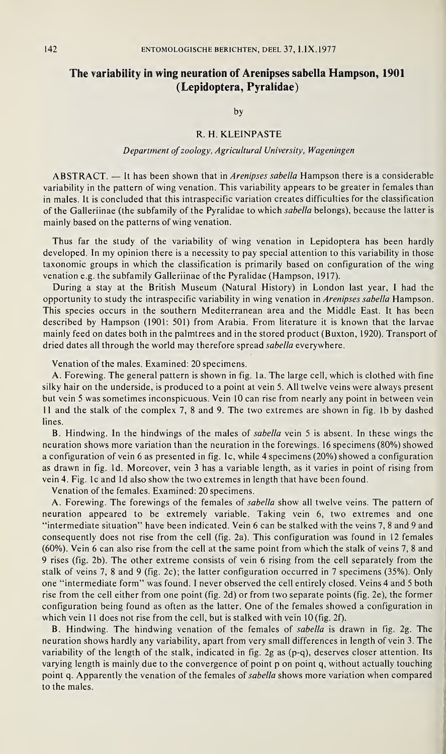# The variability in wing neuration of *Arenipses sabella* Hampson, 1901 (Lepidoptera, Pyralidae)

by

R. H. KLEINPASTE

*Department of zoology, Agricultural University, Wageningen*

ABSTRACT. — It has been shown that in *Arenipses sabella* Hampson there is a considerable variability in the pattern of wing venation. This variability appears to be greater in females than in males. It is concluded that this intraspecific variation creates difficulties for the classification of the Galleriinae (the subfamily of the Pyralidae to which *sabella* belongs), because the latter is mainly based on the patterns of wing venation.

Thus far the study of the variability of wing venation in Lepidoptera has been hardly developed. In my opinion there is a necessity to pay special attention to this variability in those taxonomic groups in which the classification is primarily based on configuration of the wing venation e.g. the subfamily Galleriinae of the Pyralidae (Hampson, 1917).

During a stay at the British Museum (Natural History) in London last year, I had the opportunity to study the intraspecific variability in wing venation in *Arenipses sabella* Hampson. This species occurs in the southern Mediterranean area and the Middle East. It has been described by Hampson (1901: 501) from Arabia. From literature it is known that the larvae mainly feed on dates both in the palmtrees and in the stored product (Buxton, 1920). Transport of dried dates all through the world may therefore spread *sabella* everywhere.

Venation of the males. Examined: 20 specimens.

A. Forewing. The general pattern is shown in fig. 1a. The large cell, which is clothed with fine silky hair on the underside, is produced to a point at vein 5. All twelve veins were always present but vein 5 was sometimes inconspicuous. Vein 10 can rise from nearly any point in between vein 11 and the stalk of the complex 7, 8 and 9. The two extremes are shown in fig. 1b by dashed lines.

B. Hindwing. In the hindwings of the males of *sabella* vein 5 is absent. In these wings the neuration shows more variation than the neuration in the forewings. 16 specimens (80%) showed a configuration of vein 6 as presented in fig. 1c, while 4 specimens (20%) showed a configuration as drawn in fig. 1d. Moreover, vein 3 has a variable length, as it varies in point of rising from vein 4. Fig. 1c and 1d also show the two extremes in length that have been found.

Venation of the females. Examined: 20 specimens.

A. Forewing. The forewings of the females of *sabella* show all twelve veins. The pattern of neuration appeared to be extremely variable. Taking vein 6, two extremes and one "intermediate situation" have been indicated. Vein 6 can be stalked with the veins 7, 8 and 9 and consequently does not rise from the cell (fig. 2a). This configuration was found in 12 females (60%). Vein 6 can also rise from the cell at the same point from which the stalk of veins 7, 8 and 9 rises (fig. 2b). The other extreme consists of vein 6 rising from the cell separately from the stalk of veins 7, 8 and 9 (fig. 2c); the latter configuration occurred in 7 specimens (35%). Only one "intermediate form" was found. I never observed the cell entirely closed. Veins 4 and 5 both rise from the cell either from one point (fig. 2d) or from two separate points (fig. 2e), the former configuration being found as often as the latter. One of the females showed a configuration in which vein 11 does not rise from the cell, but is stalked with vein 10 (fig. 2f).

B. Hindwing. The hindwing venation of the females of *sabella* is drawn in fig. 2g. The neuration shows hardly any variability, apart from very small differences in length of vein 3. The variability of the length of the stalk, indicated in fig. 2g as (p-q), deserves closer attention. Its varying length is mainly due to the convergence of point p on point q, without actually touching point q. Apparently the venation of the females of *sabella* shows more variation when compared to the males.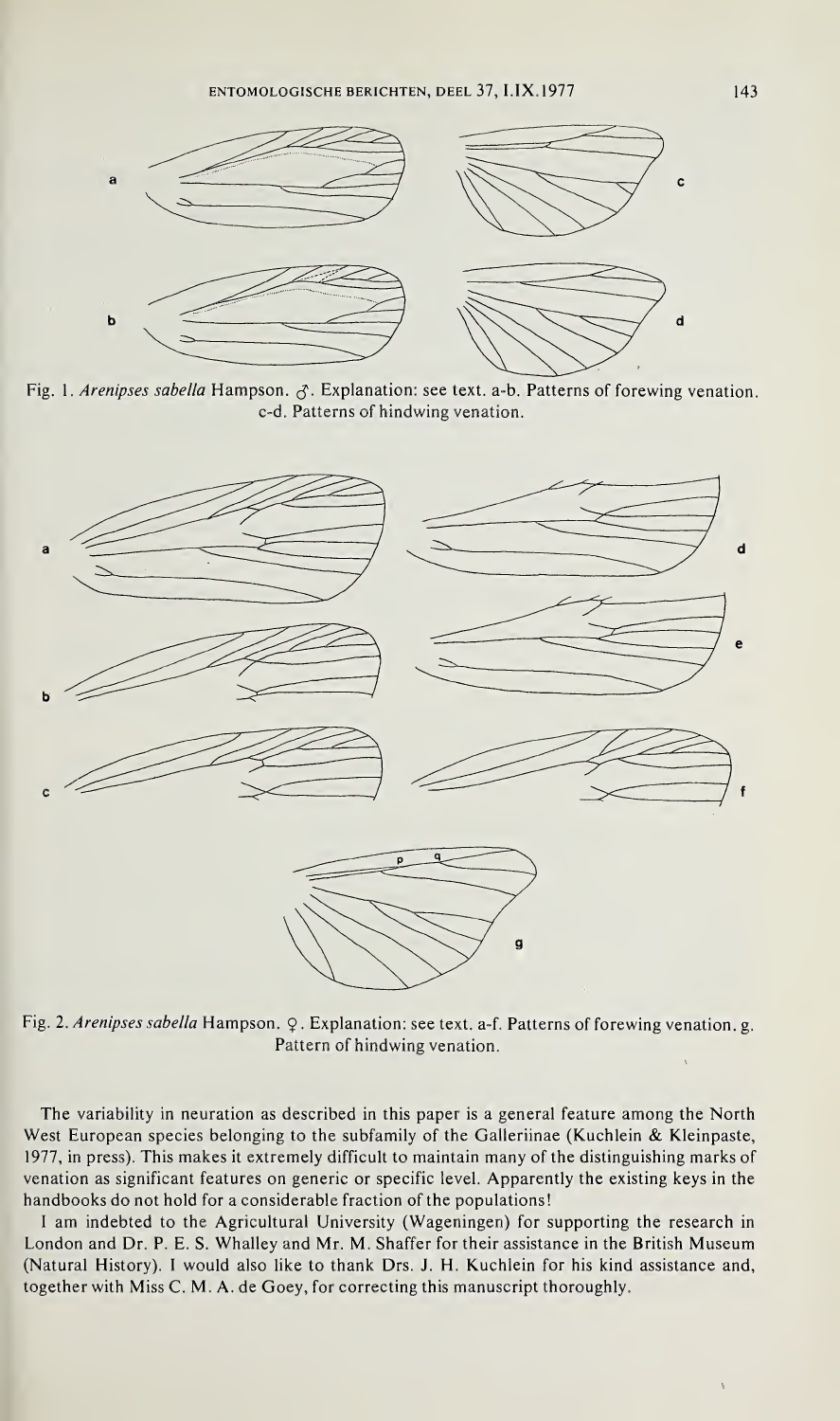Fig. 1. *Arenipses sabella* Hampson. ♂. Explanation: see text. a-b. Patterns of forewing venation. c-d. Patterns of hindwing venation.

Fig. 2. *Arenipses sabella* Hampson. ♀. Explanation: see text. a-f. Patterns of forewing venation. g. Pattern of hindwing venation.

The variability in neuration as described in this paper is a general feature among the North West European species belonging to the subfamily of the Galleriinae (Kuchlein & Kleinpaste, 1977, in press). This makes it extremely difficult to maintain many of the distinguishing marks of venation as significant features on generic or specific level. Apparently the existing keys in the handbooks do not hold for a considerable fraction of the populations!

I am indebted to the Agricultural University (Wageningen) for supporting the research in London and Dr. P. E. S. Whalley and Mr. M. Shaffer for their assistance in the British Museum (Natural History). I would also like to thank Drs. J. H. Kuchlein for his kind assistance and, together with Miss C. M. A. de Goey, for correcting this manuscript thoroughly.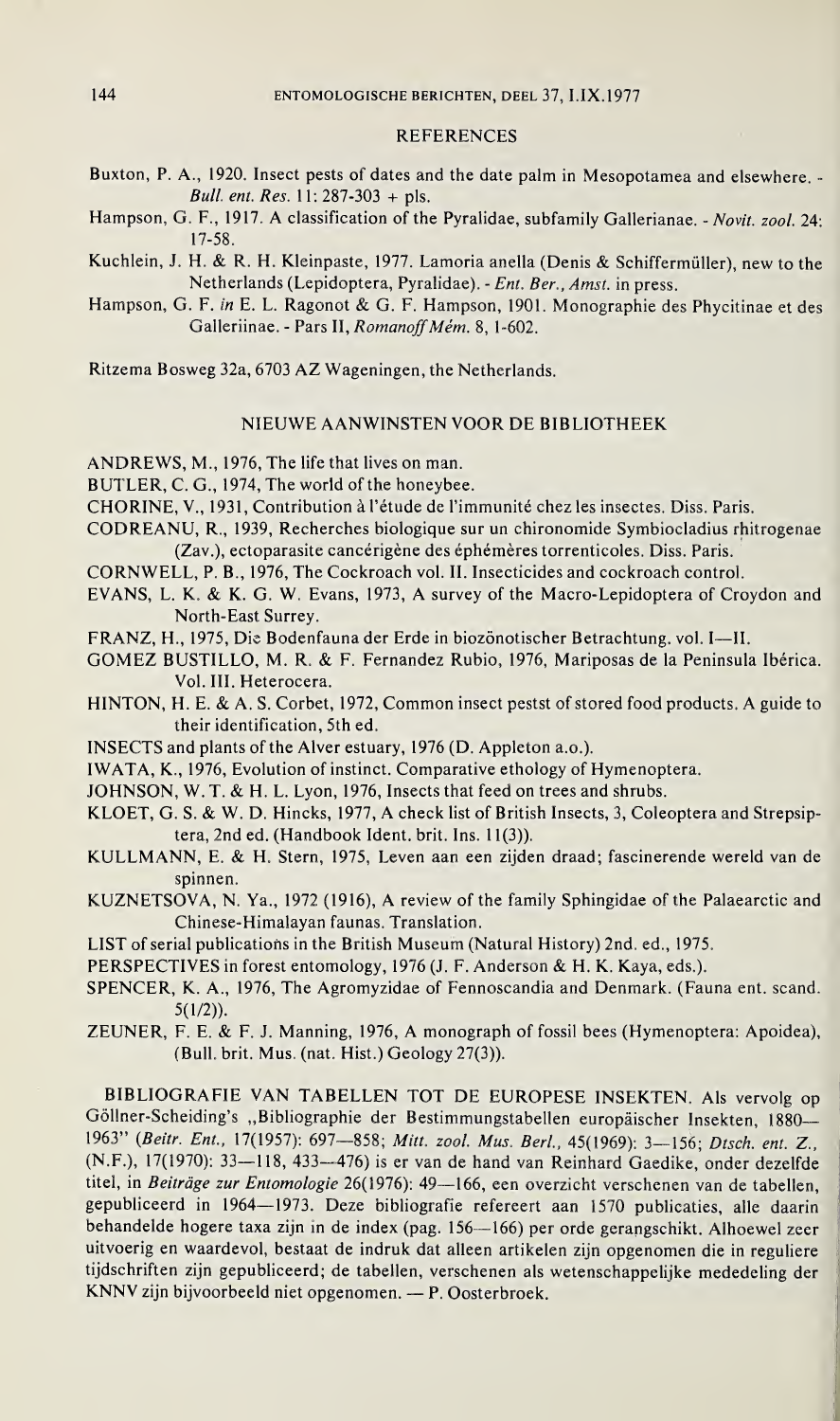## REFERENCES

Buxton, P. A., 1920. Insect pests of dates and the date palm in Mesopotamea and elsewhere. - *Bull. ent. Res.* 11: 287-303 + pls.

Hampson, G. F., 1917. A classification of the Pyralidae, subfamily Gallerianae. - *Novit. zool.* 24: 17-58.

Kuchlein, J. H. & R. H. Kleinpaste, 1977. Lamoria anella (Denis & Schiffermüller), new to the Netherlands (Lepidoptera, Pyralidae). - *Ent. Ber., Amst.* in press.

Hampson, G. F. *in* E. L. Ragonot & G. F. Hampson, 1901. Monographie des Phycitinae et des Galleriinae. - Pars II, *Romanoff Mém.* 8, 1-602.

Ritzema Bosweg 32a, 6703 AZ Wageningen, the Netherlands.

## NIEUWE AANWINSTEN VOOR DE BIBLIOTHEEK

ANDREWS, M., 1976, The life that lives on man.

BUTLER, C. G., 1974, The world of the honeybee.

CHORINE, V., 1931, Contribution à l'étude de l'immunité chez les insectes. Diss. Paris.

CODREANU, R., 1939, Recherches biologique sur un chironomide Symbiocladius rhitrogenae (Zav.), ectoparasite cancérigène des éphémères torrenticoles. Diss. Paris.

CORNWELL, P. B., 1976, The Cockroach vol. II. Insecticides and cockroach control.

EVANS, L. K. & K. G. W. Evans, 1973, A survey of the Macro-Lepidoptera of Croydon and North-East Surrey.

FRANZ, H., 1975, Die Bodenfauna der Erde in biozönotischer Betrachtung. vol. I—II.

GOMEZ BUSTILLO, M. R. & F. Fernandez Rubio, 1976, Mariposas de la Peninsula Ibérica. Vol. III. Heterocera.

HINTON, H. E. & A. S. Corbet, 1972, Common insect pestst of stored food products. A guide to their identification, 5th ed.

INSECTS and plants of the Alver estuary, 1976 (D. Appleton a.o.).

IWATA, K., 1976, Evolution of instinct. Comparative ethology of Hymenoptera.

JOHNSON, W. T. & H. L. Lyon, 1976, Insects that feed on trees and shrubs.

KLOET, G. S. & W. D. Hincks, 1977, A check list of British Insects, 3, Coleoptera and Strepsiptera, 2nd ed. (Handbook Ident. brit. Ins. 11(3)).

KULLMANN, E. & H. Stern, 1975, Leven aan een zijden draad; fascinerende wereld van de spinnen.

KUZNETSOVA, N. Ya., 1972 (1916), A review of the family Sphingidae of the Palaearctic and Chinese-Himalayan faunas. Translation.

LIST of serial publications in the British Museum (Natural History) 2nd. ed., 1975.

PERSPECTIVES in forest entomology, 1976 (J. F. Anderson & H. K. Kaya, eds.).

SPENCER, K. A., 1976, The Agromyzidae of Fennoscandia and Denmark. (Fauna ent. scand. 5(1/2)).

ZEUNER, F. E. & F. J. Manning, 1976, A monograph of fossil bees (Hymenoptera: Apoidea), (Bull. brit. Mus. (nat. Hist.) Geology 27(3)).

BIBLIOGRAFIE VAN TABELLEN TOT DE EUROPESE INSEKTEN. Als vervolg op Göllner-Scheiding's „Bibliographie der Bestimmungstabellen europäischer Insekten, 1880—1963" (*Beitr. Ent.*, 17(1957): 697—858; *Mitt. zool. Mus. Berl.*, 45(1969): 3—156; *Dtsch. ent. Z.*, (N.F.), 17(1970): 33—118, 433—476) is er van de hand van Reinhard Gaedike, onder dezelfde titel, in *Beiträge zur Entomologie* 26(1976): 49—166, een overzicht verschenen van de tabellen, gepubliceerd in 1964—1973. Deze bibliografie refereert aan 1570 publicaties, alle daarin behandelde hogere taxa zijn in de index (pag. 156—166) per orde gerangschikt. Alhoewel zeer uitvoerig en waardevol, bestaat de indruk dat alleen artikelen zijn opgenomen die in reguliere tijdschriften zijn gepubliceerd; de tabellen, verschenen als wetenschappelijke mededeling der KNNV zijn bijvoorbeeld niet opgenomen. — P. Oosterbroek.